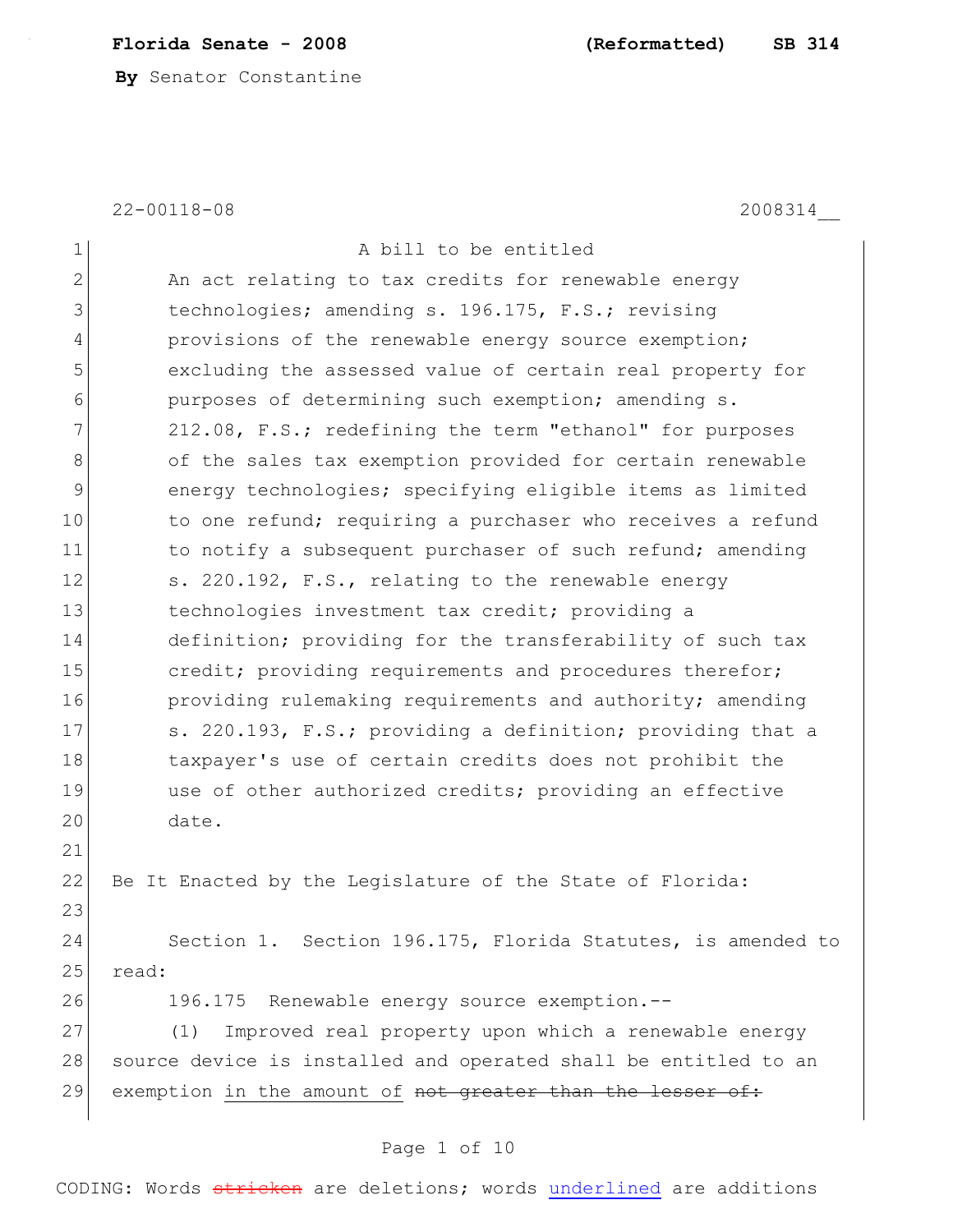**Florida Senate - 2008** **(Reformatted)** **SB 314**

**By** Senator Constantine

22-00118-08 2008314__

A bill to be entitled

An act relating to tax credits for renewable energy technologies; amending s. 196.175, F.S.; revising provisions of the renewable energy source exemption; excluding the assessed value of certain real property for purposes of determining such exemption; amending s. 212.08, F.S.; redefining the term "ethanol" for purposes of the sales tax exemption provided for certain renewable energy technologies; specifying eligible items as limited to one refund; requiring a purchaser who receives a refund to notify a subsequent purchaser of such refund; amending s. 220.192, F.S., relating to the renewable energy technologies investment tax credit; providing a definition; providing for the transferability of such tax credit; providing requirements and procedures therefor; providing rulemaking requirements and authority; amending s. 220.193, F.S.; providing a definition; providing that a taxpayer's use of certain credits does not prohibit the use of other authorized credits; providing an effective date.

Be It Enacted by the Legislature of the State of Florida:

Section 1. Section 196.175, Florida Statutes, is amended to read:

196.175 Renewable energy source exemption.--

(1) Improved real property upon which a renewable energy source device is installed and operated shall be entitled to an exemption <u>in the amount of</u> ~~not greater than the lesser of:~~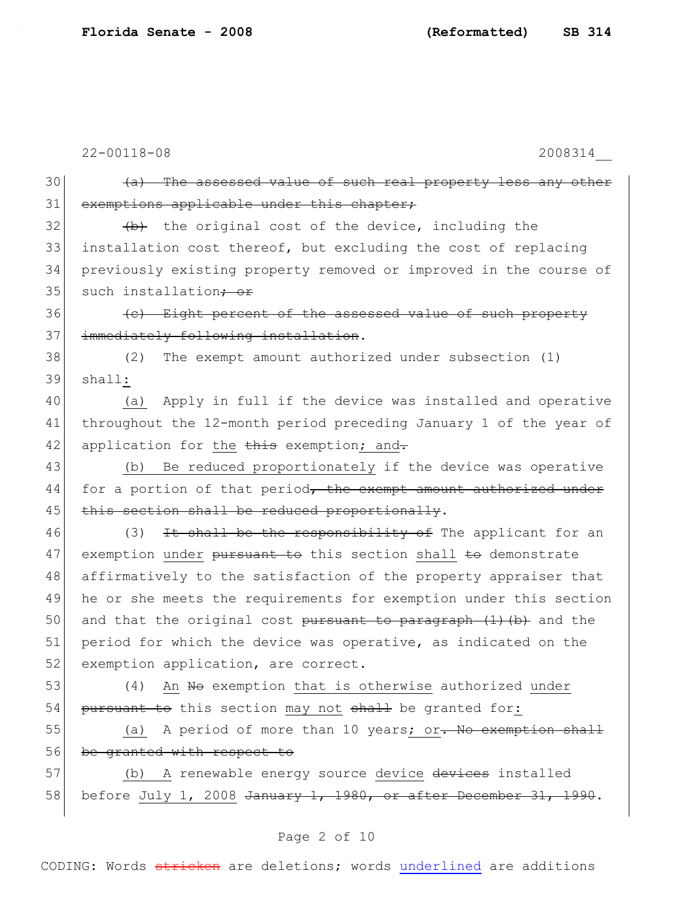~~(a) The assessed value of such real property less any other exemptions applicable under this chapter;~~

~~(b)~~ the original cost of the device, including the installation cost thereof, but excluding the cost of replacing previously existing property removed or improved in the course of such installation~~; or~~

~~(c) Eight percent of the assessed value of such property immediately following installation~~.

(2) The exempt amount authorized under subsection (1) shall<u>:</u>

<u>(a)</u> <u>Apply</u> in full if the device was installed and operative throughout the 12-month period preceding January 1 of the year of application for <u>the</u> ~~this~~ exemption<u>; and</u>~~.~~

<u>(b)</u> <u>Be reduced proportionately</u> if the device was operative for a portion of that period~~, the exempt amount authorized under this section shall be reduced proportionally~~.

(3) ~~It shall be the responsibility of~~ The applicant for an exemption <u>under</u> ~~pursuant to~~ this section <u>shall</u> ~~to~~ demonstrate affirmatively to the satisfaction of the property appraiser that he or she meets the requirements for exemption under this section and that the original cost ~~pursuant to paragraph (1)(b)~~ and the period for which the device was operative, as indicated on the exemption application, are correct.

(4) <u>An</u> ~~No~~ exemption <u>that is otherwise</u> authorized <u>under</u> ~~pursuant to~~ this section <u>may not</u> ~~shall~~ be granted for<u>:</u>

<u>(a)</u> <u>A</u> period of more than 10 years<u>; or</u>~~. No exemption shall be granted with respect to~~

<u>(b)</u> <u>A</u> renewable energy source <u>device</u> ~~devices~~ installed before <u>July 1, 2008</u> ~~January 1, 1980, or after December 31, 1990~~.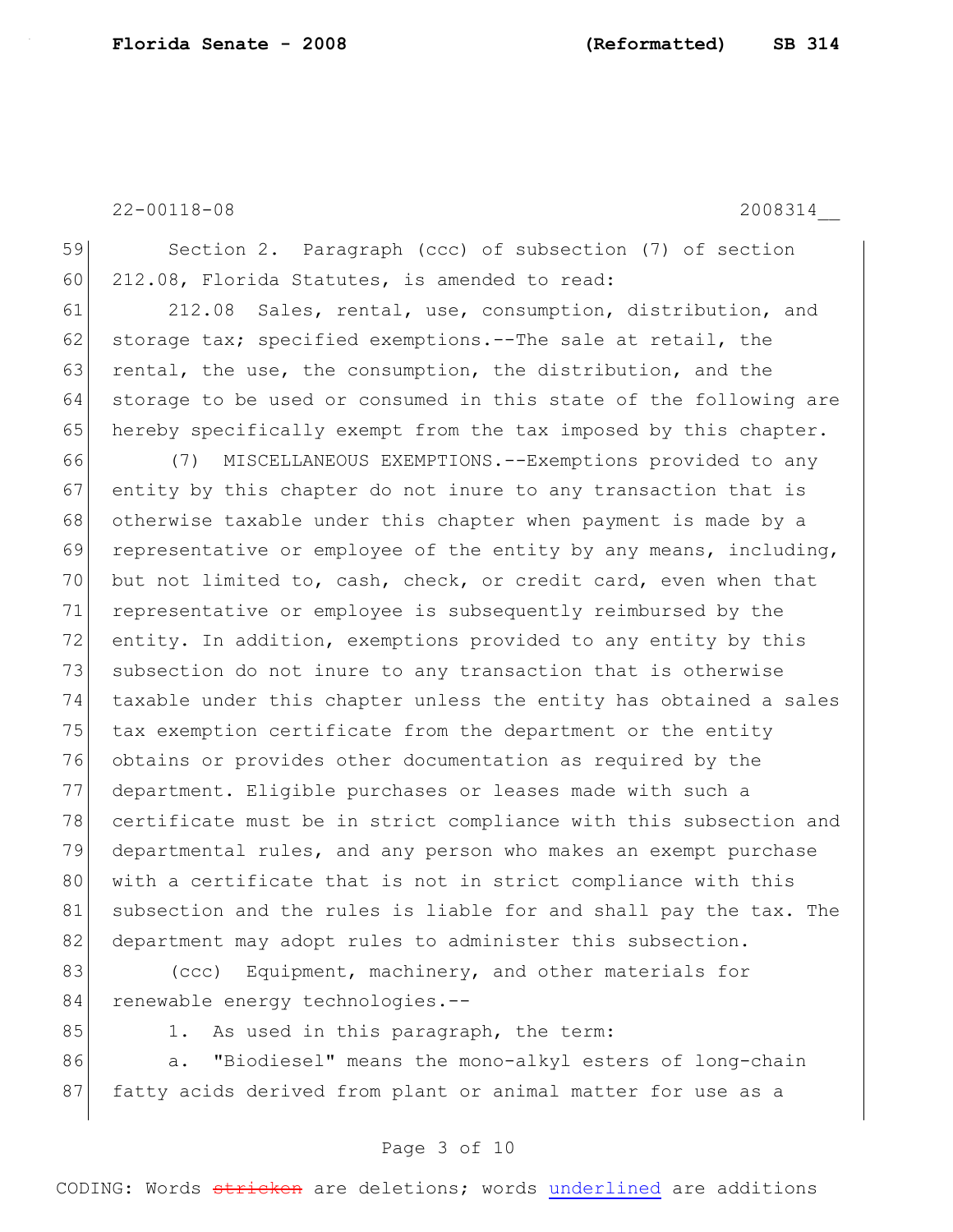Section 2. Paragraph (ccc) of subsection (7) of section 212.08, Florida Statutes, is amended to read:

212.08 Sales, rental, use, consumption, distribution, and storage tax; specified exemptions.--The sale at retail, the rental, the use, the consumption, the distribution, and the storage to be used or consumed in this state of the following are hereby specifically exempt from the tax imposed by this chapter.

(7) MISCELLANEOUS EXEMPTIONS.--Exemptions provided to any entity by this chapter do not inure to any transaction that is otherwise taxable under this chapter when payment is made by a representative or employee of the entity by any means, including, but not limited to, cash, check, or credit card, even when that representative or employee is subsequently reimbursed by the entity. In addition, exemptions provided to any entity by this subsection do not inure to any transaction that is otherwise taxable under this chapter unless the entity has obtained a sales tax exemption certificate from the department or the entity obtains or provides other documentation as required by the department. Eligible purchases or leases made with such a certificate must be in strict compliance with this subsection and departmental rules, and any person who makes an exempt purchase with a certificate that is not in strict compliance with this subsection and the rules is liable for and shall pay the tax. The department may adopt rules to administer this subsection.

(ccc) Equipment, machinery, and other materials for renewable energy technologies.--

1. As used in this paragraph, the term:

a. "Biodiesel" means the mono-alkyl esters of long-chain fatty acids derived from plant or animal matter for use as a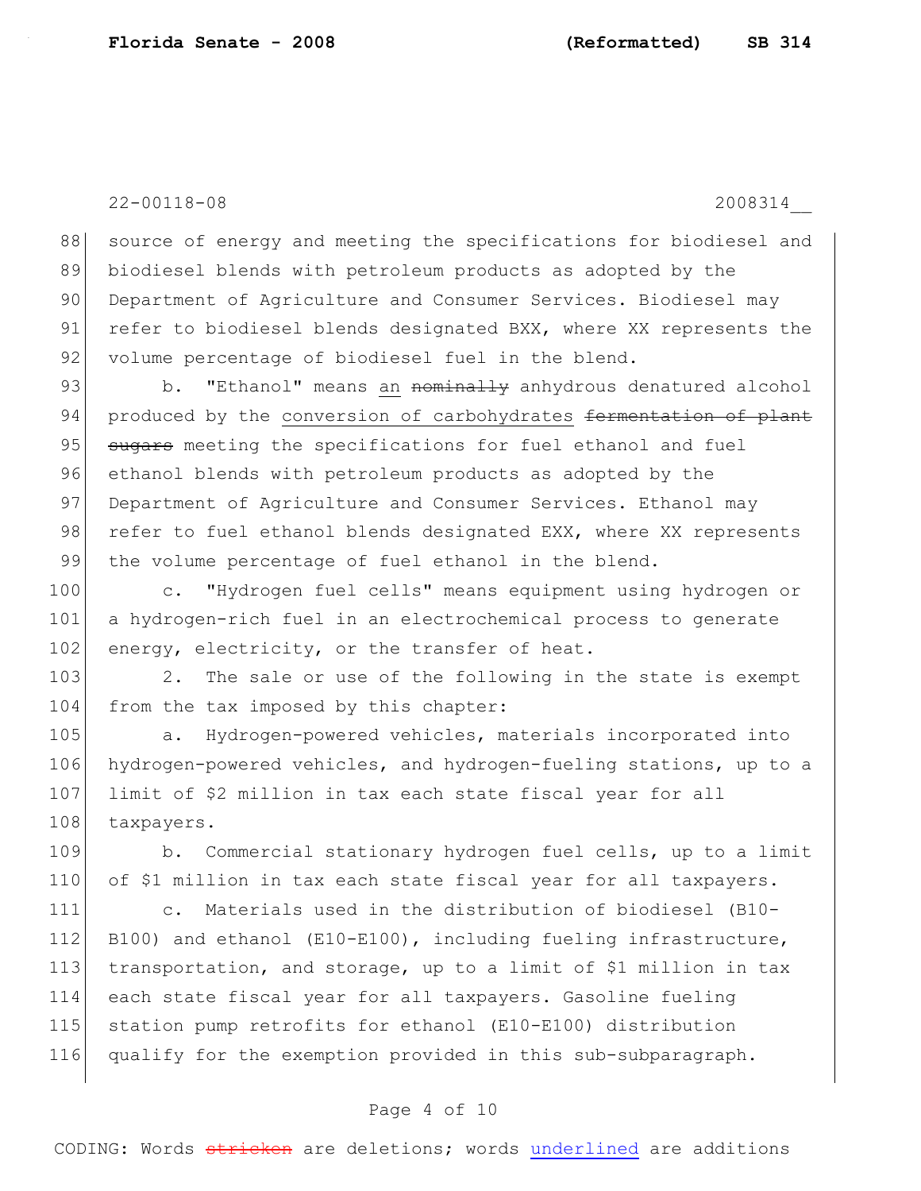source of energy and meeting the specifications for biodiesel and biodiesel blends with petroleum products as adopted by the Department of Agriculture and Consumer Services. Biodiesel may refer to biodiesel blends designated BXX, where XX represents the volume percentage of biodiesel fuel in the blend.

b. "Ethanol" means <u>an</u> ~~nominally~~ anhydrous denatured alcohol produced by the <u>conversion of carbohydrates</u> ~~fermentation of plant sugars~~ meeting the specifications for fuel ethanol and fuel ethanol blends with petroleum products as adopted by the Department of Agriculture and Consumer Services. Ethanol may refer to fuel ethanol blends designated EXX, where XX represents the volume percentage of fuel ethanol in the blend.

c. "Hydrogen fuel cells" means equipment using hydrogen or a hydrogen-rich fuel in an electrochemical process to generate energy, electricity, or the transfer of heat.

2. The sale or use of the following in the state is exempt from the tax imposed by this chapter:

a. Hydrogen-powered vehicles, materials incorporated into hydrogen-powered vehicles, and hydrogen-fueling stations, up to a limit of $2 million in tax each state fiscal year for all taxpayers.

b. Commercial stationary hydrogen fuel cells, up to a limit of $1 million in tax each state fiscal year for all taxpayers.

c. Materials used in the distribution of biodiesel (B10-B100) and ethanol (E10-E100), including fueling infrastructure, transportation, and storage, up to a limit of $1 million in tax each state fiscal year for all taxpayers. Gasoline fueling station pump retrofits for ethanol (E10-E100) distribution qualify for the exemption provided in this sub-subparagraph.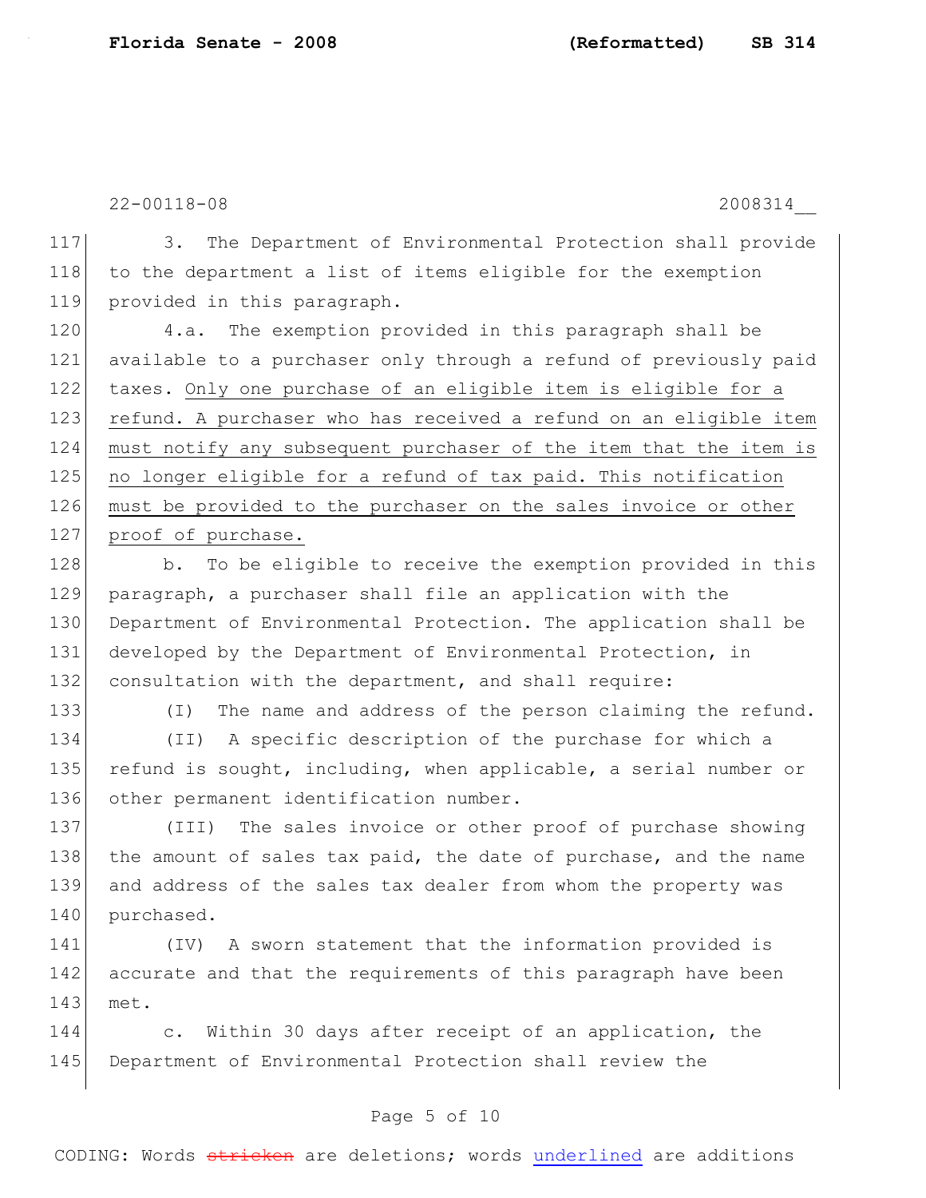3. The Department of Environmental Protection shall provide to the department a list of items eligible for the exemption provided in this paragraph.

4.a. The exemption provided in this paragraph shall be available to a purchaser only through a refund of previously paid taxes. <u>Only one purchase of an eligible item is eligible for a refund. A purchaser who has received a refund on an eligible item must notify any subsequent purchaser of the item that the item is no longer eligible for a refund of tax paid. This notification must be provided to the purchaser on the sales invoice or other proof of purchase.</u>

b. To be eligible to receive the exemption provided in this paragraph, a purchaser shall file an application with the Department of Environmental Protection. The application shall be developed by the Department of Environmental Protection, in consultation with the department, and shall require:

(I) The name and address of the person claiming the refund.

(II) A specific description of the purchase for which a refund is sought, including, when applicable, a serial number or other permanent identification number.

(III) The sales invoice or other proof of purchase showing the amount of sales tax paid, the date of purchase, and the name and address of the sales tax dealer from whom the property was purchased.

(IV) A sworn statement that the information provided is accurate and that the requirements of this paragraph have been met.

c. Within 30 days after receipt of an application, the Department of Environmental Protection shall review the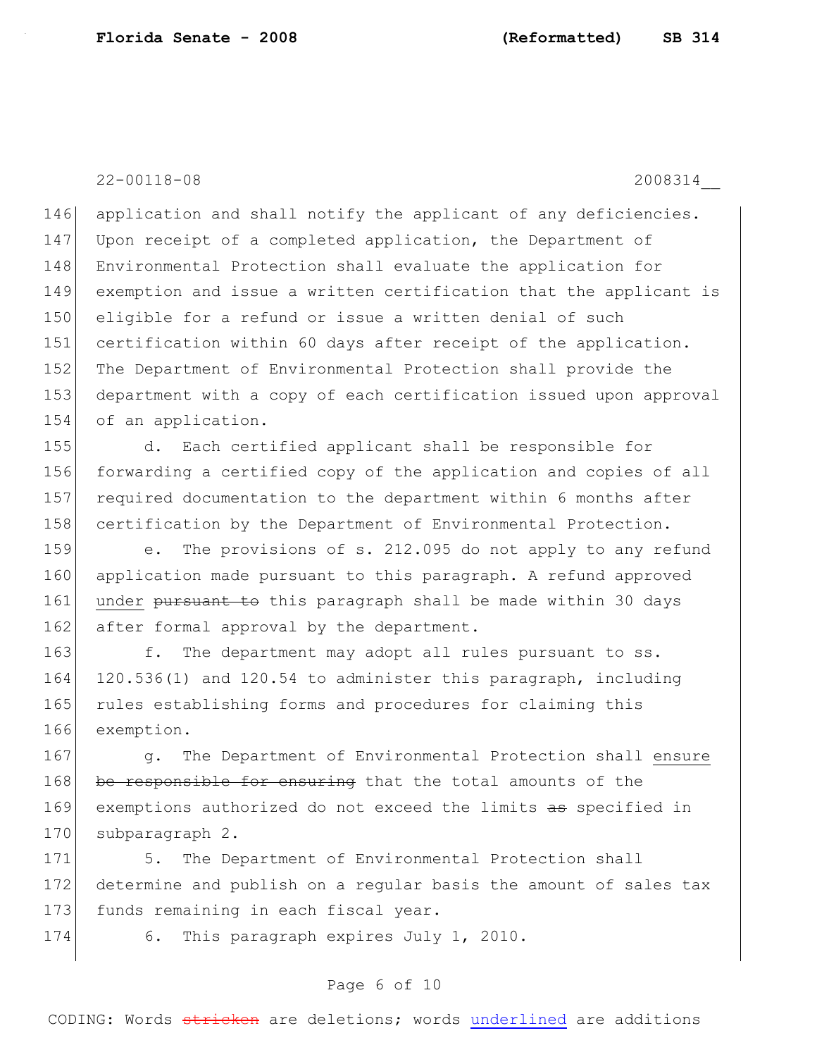application and shall notify the applicant of any deficiencies. Upon receipt of a completed application, the Department of Environmental Protection shall evaluate the application for exemption and issue a written certification that the applicant is eligible for a refund or issue a written denial of such certification within 60 days after receipt of the application. The Department of Environmental Protection shall provide the department with a copy of each certification issued upon approval of an application.

d. Each certified applicant shall be responsible for forwarding a certified copy of the application and copies of all required documentation to the department within 6 months after certification by the Department of Environmental Protection.

e. The provisions of s. 212.095 do not apply to any refund application made pursuant to this paragraph. A refund approved <u>under</u> ~~pursuant to~~ this paragraph shall be made within 30 days after formal approval by the department.

f. The department may adopt all rules pursuant to ss. 120.536(1) and 120.54 to administer this paragraph, including rules establishing forms and procedures for claiming this exemption.

g. The Department of Environmental Protection shall <u>ensure</u> ~~be responsible for ensuring~~ that the total amounts of the exemptions authorized do not exceed the limits ~~as~~ specified in subparagraph 2.

5. The Department of Environmental Protection shall determine and publish on a regular basis the amount of sales tax funds remaining in each fiscal year.

6. This paragraph expires July 1, 2010.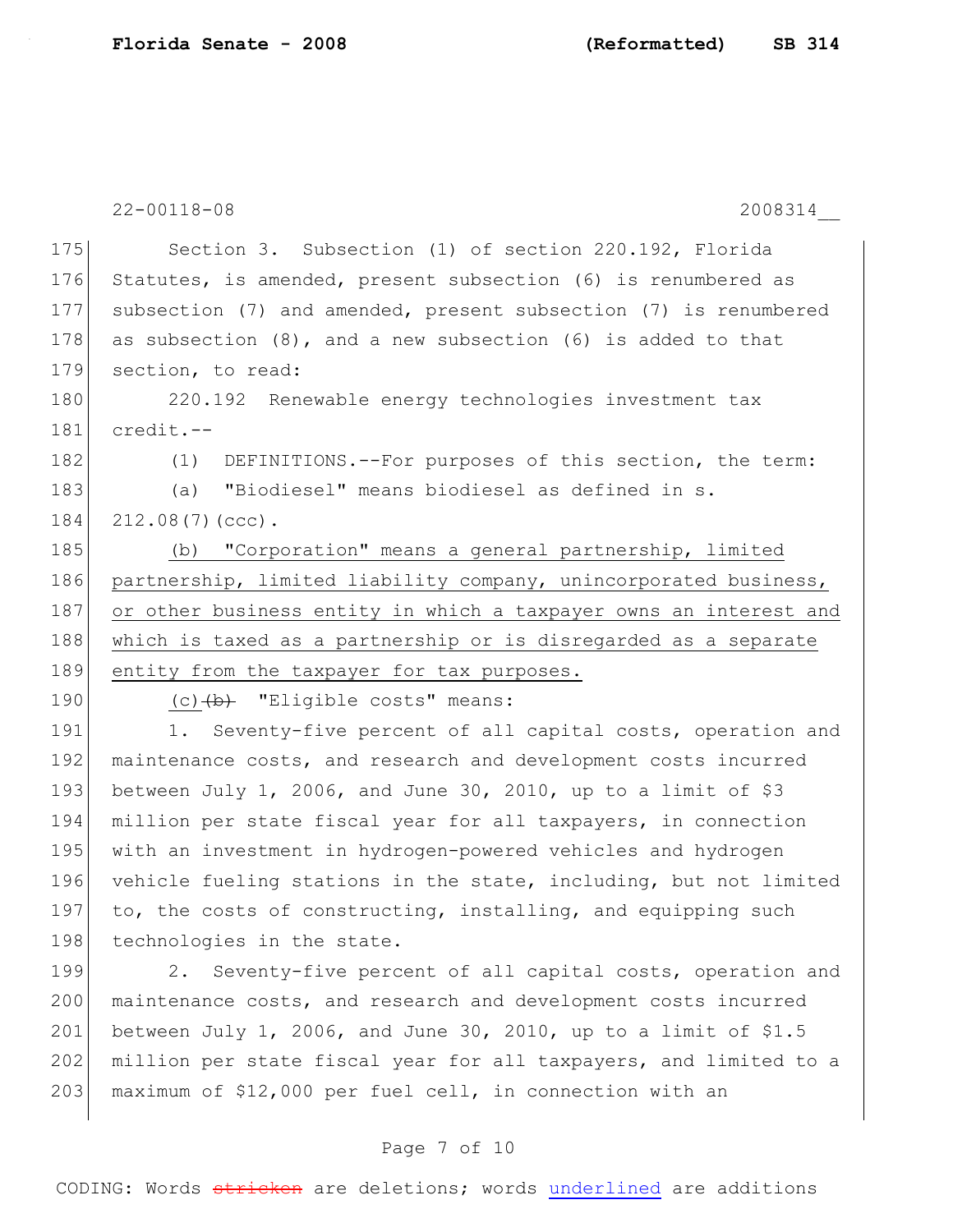22-00118-08 2008314__

175 Section 3. Subsection (1) of section 220.192, Florida
176 Statutes, is amended, present subsection (6) is renumbered as
177 subsection (7) and amended, present subsection (7) is renumbered
178 as subsection (8), and a new subsection (6) is added to that
179 section, to read:

180 220.192 Renewable energy technologies investment tax
181 credit.--

182 (1) DEFINITIONS.--For purposes of this section, the term:

183 (a) "Biodiesel" means biodiesel as defined in s.
184 212.08(7)(ccc).

185 <u>(b) "Corporation" means a general partnership, limited</u>
186 <u>partnership, limited liability company, unincorporated business,</u>
187 <u>or other business entity in which a taxpayer owns an interest and</u>
188 <u>which is taxed as a partnership or is disregarded as a separate</u>
189 <u>entity from the taxpayer for tax purposes.</u>

190 <u>(c)</u>~~(b)~~ "Eligible costs" means:

191 1. Seventy-five percent of all capital costs, operation and
192 maintenance costs, and research and development costs incurred
193 between July 1, 2006, and June 30, 2010, up to a limit of $3
194 million per state fiscal year for all taxpayers, in connection
195 with an investment in hydrogen-powered vehicles and hydrogen
196 vehicle fueling stations in the state, including, but not limited
197 to, the costs of constructing, installing, and equipping such
198 technologies in the state.

199 2. Seventy-five percent of all capital costs, operation and
200 maintenance costs, and research and development costs incurred
201 between July 1, 2006, and June 30, 2010, up to a limit of $1.5
202 million per state fiscal year for all taxpayers, and limited to a
203 maximum of $12,000 per fuel cell, in connection with an

CODING: Words ~~stricken~~ are deletions; words <u>underlined</u> are additions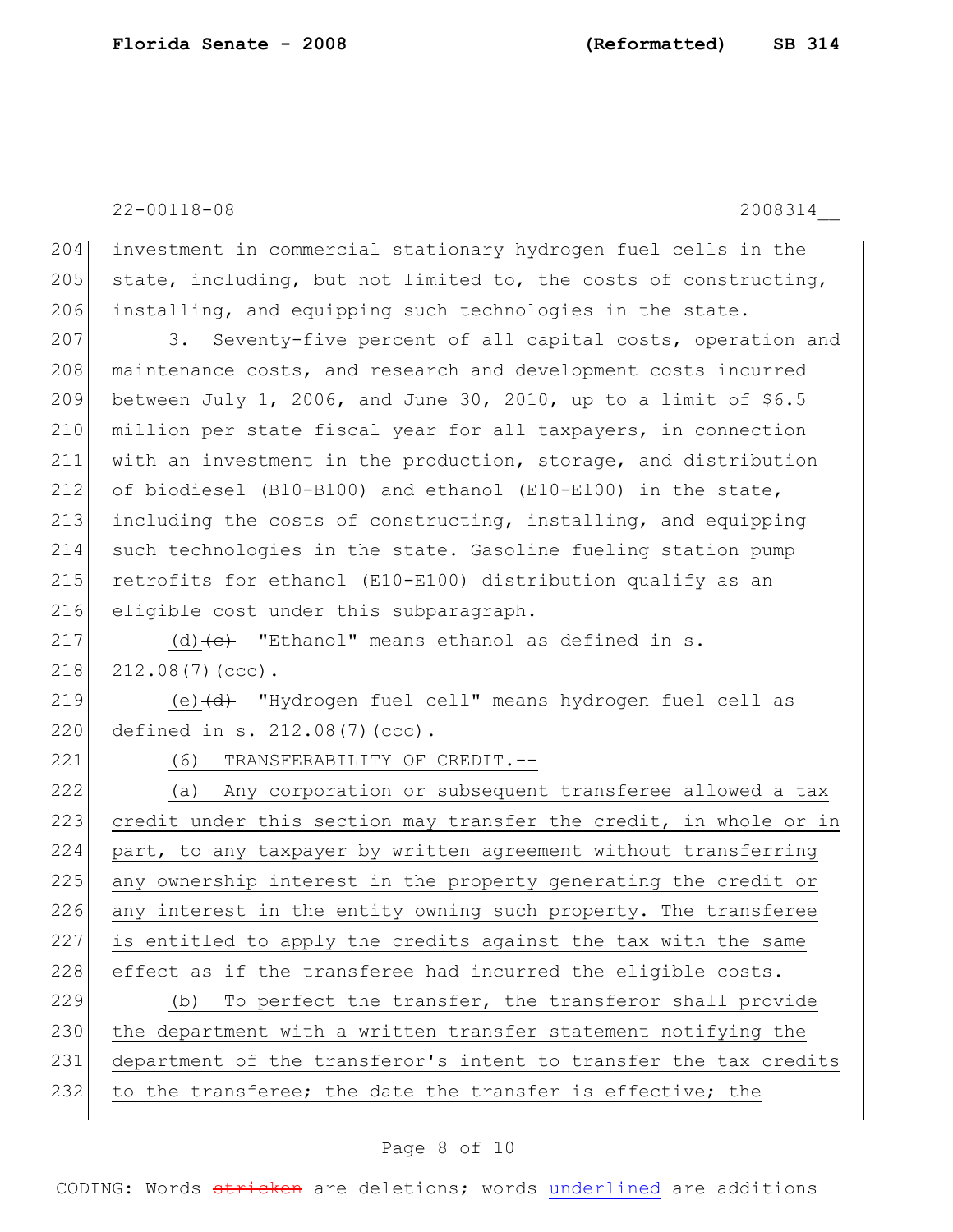investment in commercial stationary hydrogen fuel cells in the state, including, but not limited to, the costs of constructing, installing, and equipping such technologies in the state.

3. Seventy-five percent of all capital costs, operation and maintenance costs, and research and development costs incurred between July 1, 2006, and June 30, 2010, up to a limit of $6.5 million per state fiscal year for all taxpayers, in connection with an investment in the production, storage, and distribution of biodiesel (B10-B100) and ethanol (E10-E100) in the state, including the costs of constructing, installing, and equipping such technologies in the state. Gasoline fueling station pump retrofits for ethanol (E10-E100) distribution qualify as an eligible cost under this subparagraph.

(d) ~~(c)~~ "Ethanol" means ethanol as defined in s. 212.08(7)(ccc).

(e) ~~(d)~~ "Hydrogen fuel cell" means hydrogen fuel cell as defined in s. 212.08(7)(ccc).

(6) TRANSFERABILITY OF CREDIT.--

(a) Any corporation or subsequent transferee allowed a tax credit under this section may transfer the credit, in whole or in part, to any taxpayer by written agreement without transferring any ownership interest in the property generating the credit or any interest in the entity owning such property. The transferee is entitled to apply the credits against the tax with the same effect as if the transferee had incurred the eligible costs.

(b) To perfect the transfer, the transferor shall provide the department with a written transfer statement notifying the department of the transferor's intent to transfer the tax credits to the transferee; the date the transfer is effective; the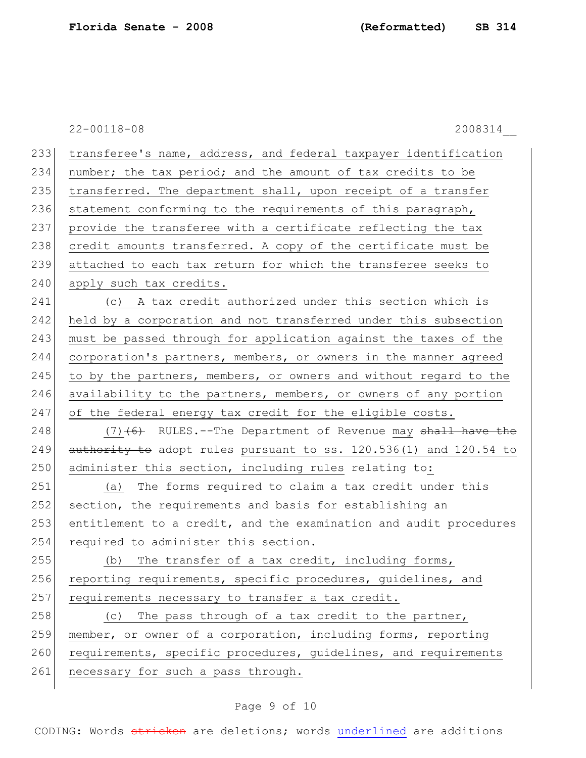transferee's name, address, and federal taxpayer identification number; the tax period; and the amount of tax credits to be transferred. The department shall, upon receipt of a transfer statement conforming to the requirements of this paragraph, provide the transferee with a certificate reflecting the tax credit amounts transferred. A copy of the certificate must be attached to each tax return for which the transferee seeks to apply such tax credits.

(c) A tax credit authorized under this section which is held by a corporation and not transferred under this subsection must be passed through for application against the taxes of the corporation's partners, members, or owners in the manner agreed to by the partners, members, or owners and without regard to the availability to the partners, members, or owners of any portion of the federal energy tax credit for the eligible costs.

(7) ~~(6)~~ RULES.--The Department of Revenue may ~~shall have the authority to~~ adopt rules pursuant to ss. 120.536(1) and 120.54 to administer this section, including rules relating to:

(a) The forms required to claim a tax credit under this section, the requirements and basis for establishing an entitlement to a credit, and the examination and audit procedures required to administer this section.

(b) The transfer of a tax credit, including forms, reporting requirements, specific procedures, guidelines, and requirements necessary to transfer a tax credit.

(c) The pass through of a tax credit to the partner, member, or owner of a corporation, including forms, reporting requirements, specific procedures, guidelines, and requirements necessary for such a pass through.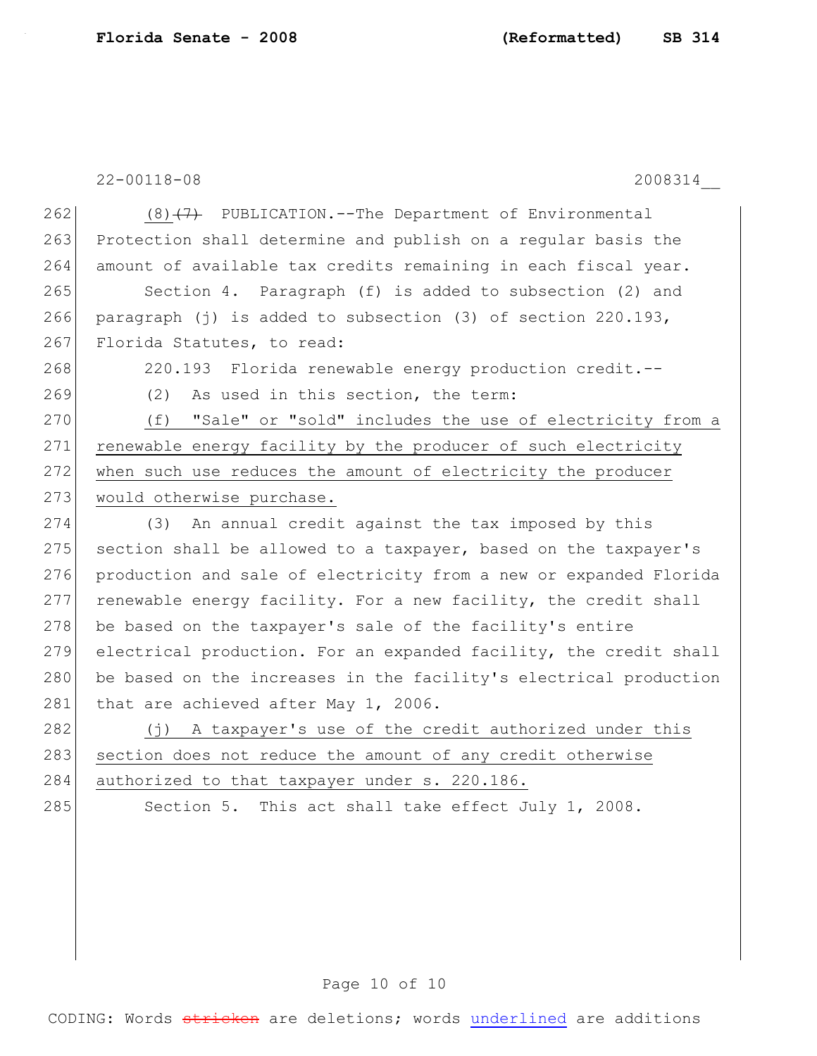22-00118-08 2008314__

(8) ~~(7)~~ PUBLICATION.--The Department of Environmental Protection shall determine and publish on a regular basis the amount of available tax credits remaining in each fiscal year.

Section 4. Paragraph (f) is added to subsection (2) and paragraph (j) is added to subsection (3) of section 220.193, Florida Statutes, to read:

220.193 Florida renewable energy production credit.--

(2) As used in this section, the term:

(f) "Sale" or "sold" includes the use of electricity from a renewable energy facility by the producer of such electricity when such use reduces the amount of electricity the producer would otherwise purchase.

(3) An annual credit against the tax imposed by this section shall be allowed to a taxpayer, based on the taxpayer's production and sale of electricity from a new or expanded Florida renewable energy facility. For a new facility, the credit shall be based on the taxpayer's sale of the facility's entire electrical production. For an expanded facility, the credit shall be based on the increases in the facility's electrical production that are achieved after May 1, 2006.

(j) A taxpayer's use of the credit authorized under this section does not reduce the amount of any credit otherwise authorized to that taxpayer under s. 220.186.

Section 5. This act shall take effect July 1, 2008.

CODING: Words ~~stricken~~ are deletions; words underlined are additions